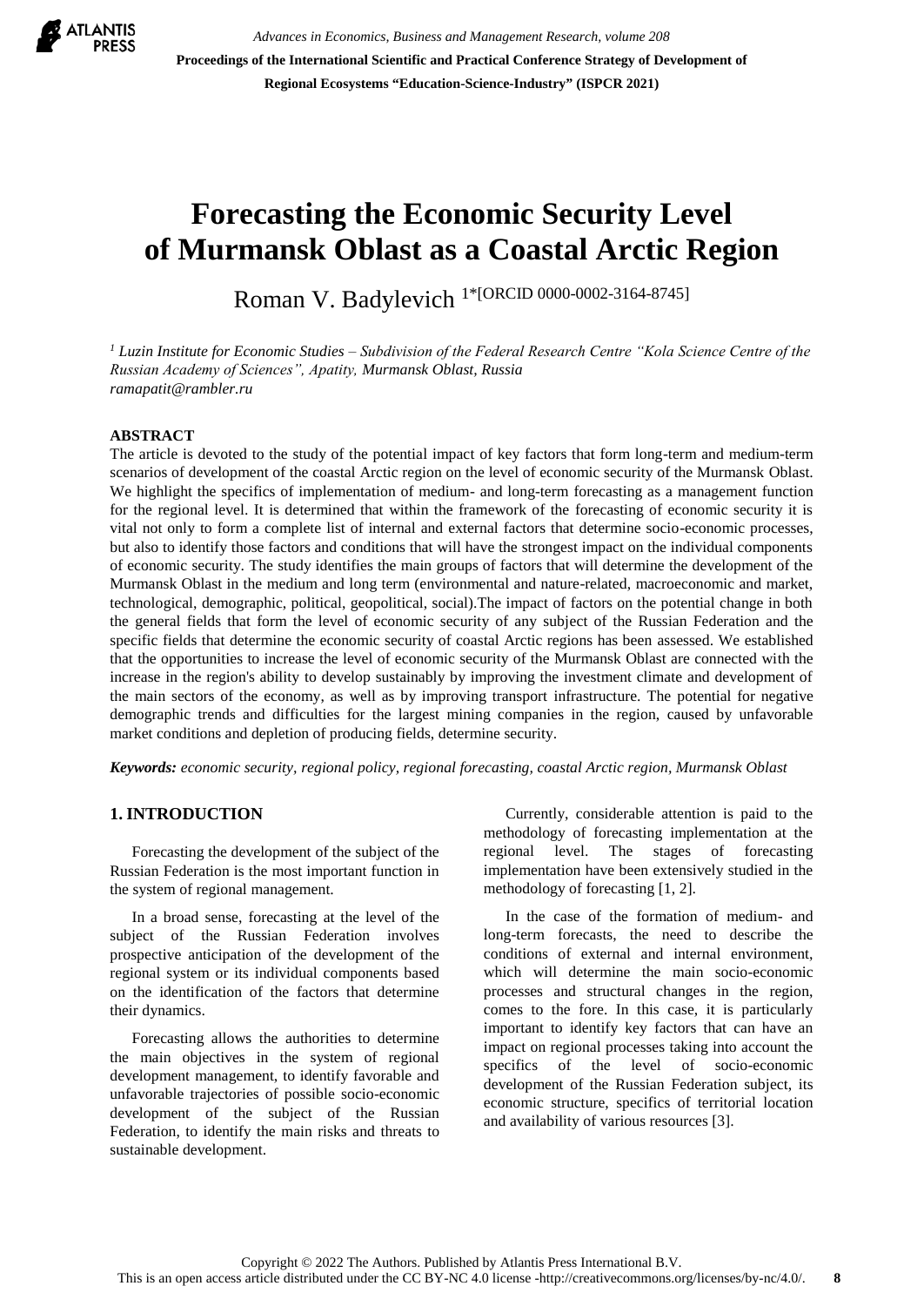# Forecasting the Economic Security Level of Murmansk Oblast as a Coastal Arctic Region

Roman V. Badylevich [1*[ORCID 0000-0002-3164-8745]]

[1] *Luzin Institute for Economic Studies – Subdivision of the Federal Research Centre "Kola Science Centre of the Russian Academy of Sciences", Apatity, Murmansk Oblast, Russia*
*ramapatit@rambler.ru*

## ABSTRACT

The article is devoted to the study of the potential impact of key factors that form long-term and medium-term scenarios of development of the coastal Arctic region on the level of economic security of the Murmansk Oblast. We highlight the specifics of implementation of medium- and long-term forecasting as a management function for the regional level. It is determined that within the framework of the forecasting of economic security it is vital not only to form a complete list of internal and external factors that determine socio-economic processes, but also to identify those factors and conditions that will have the strongest impact on the individual components of economic security. The study identifies the main groups of factors that will determine the development of the Murmansk Oblast in the medium and long term (environmental and nature-related, macroeconomic and market, technological, demographic, political, geopolitical, social).The impact of factors on the potential change in both the general fields that form the level of economic security of any subject of the Russian Federation and the specific fields that determine the economic security of coastal Arctic regions has been assessed. We established that the opportunities to increase the level of economic security of the Murmansk Oblast are connected with the increase in the region's ability to develop sustainably by improving the investment climate and development of the main sectors of the economy, as well as by improving transport infrastructure. The potential for negative demographic trends and difficulties for the largest mining companies in the region, caused by unfavorable market conditions and depletion of producing fields, determine security.

***Keywords:*** *economic security, regional policy, regional forecasting, coastal Arctic region, Murmansk Oblast*

## 1. INTRODUCTION

Forecasting the development of the subject of the Russian Federation is the most important function in the system of regional management.

In a broad sense, forecasting at the level of the subject of the Russian Federation involves prospective anticipation of the development of the regional system or its individual components based on the identification of the factors that determine their dynamics.

Forecasting allows the authorities to determine the main objectives in the system of regional development management, to identify favorable and unfavorable trajectories of possible socio-economic development of the subject of the Russian Federation, to identify the main risks and threats to sustainable development.

Currently, considerable attention is paid to the methodology of forecasting implementation at the regional level. The stages of forecasting implementation have been extensively studied in the methodology of forecasting [1, 2].

In the case of the formation of medium- and long-term forecasts, the need to describe the conditions of external and internal environment, which will determine the main socio-economic processes and structural changes in the region, comes to the fore. In this case, it is particularly important to identify key factors that can have an impact on regional processes taking into account the specifics of the level of socio-economic development of the Russian Federation subject, its economic structure, specifics of territorial location and availability of various resources [3].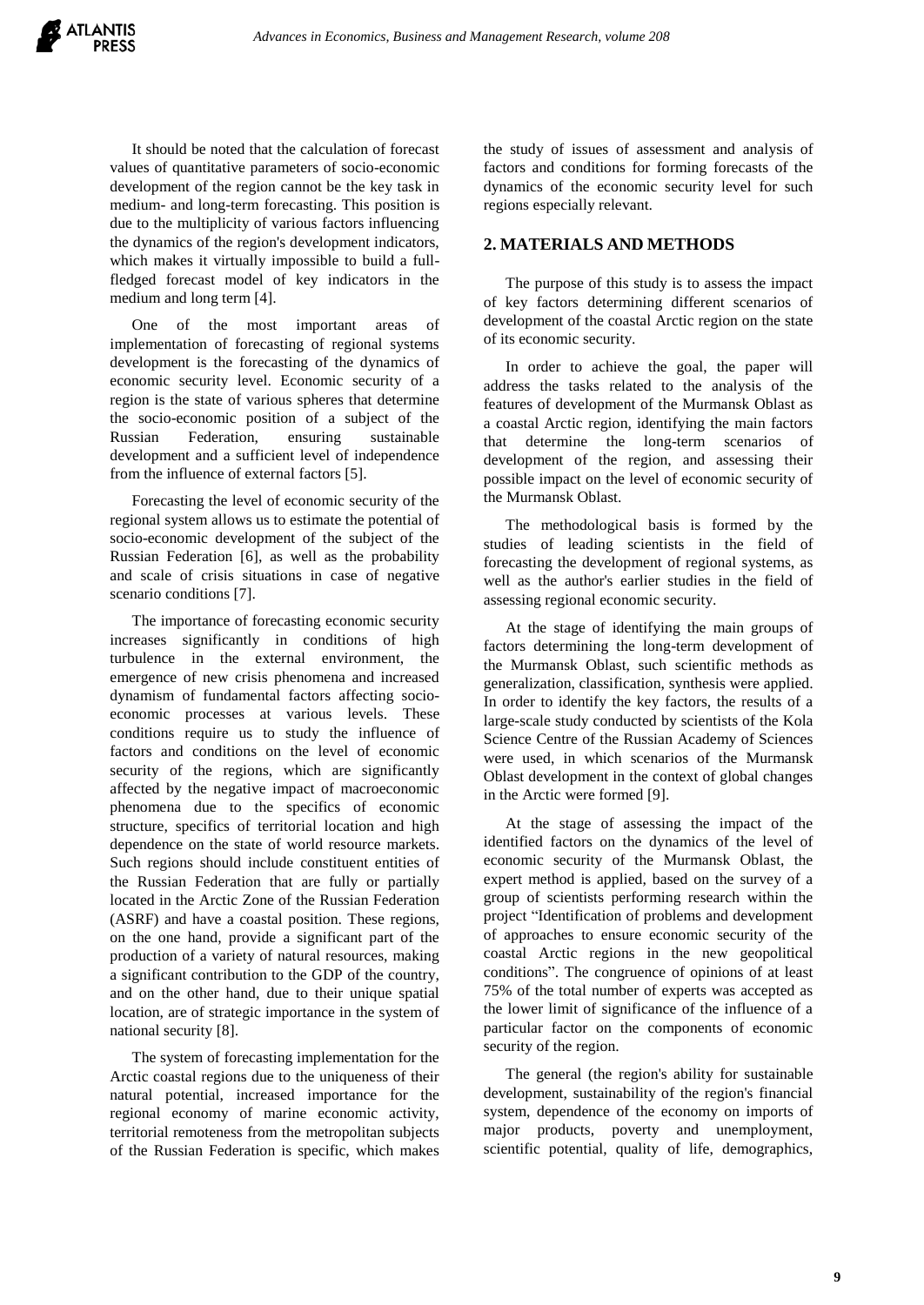It should be noted that the calculation of forecast values of quantitative parameters of socio-economic development of the region cannot be the key task in medium- and long-term forecasting. This position is due to the multiplicity of various factors influencing the dynamics of the region's development indicators, which makes it virtually impossible to build a full-fledged forecast model of key indicators in the medium and long term [4].

One of the most important areas of implementation of forecasting of regional systems development is the forecasting of the dynamics of economic security level. Economic security of a region is the state of various spheres that determine the socio-economic position of a subject of the Russian Federation, ensuring sustainable development and a sufficient level of independence from the influence of external factors [5].

Forecasting the level of economic security of the regional system allows us to estimate the potential of socio-economic development of the subject of the Russian Federation [6], as well as the probability and scale of crisis situations in case of negative scenario conditions [7].

The importance of forecasting economic security increases significantly in conditions of high turbulence in the external environment, the emergence of new crisis phenomena and increased dynamism of fundamental factors affecting socio-economic processes at various levels. These conditions require us to study the influence of factors and conditions on the level of economic security of the regions, which are significantly affected by the negative impact of macroeconomic phenomena due to the specifics of economic structure, specifics of territorial location and high dependence on the state of world resource markets. Such regions should include constituent entities of the Russian Federation that are fully or partially located in the Arctic Zone of the Russian Federation (ASRF) and have a coastal position. These regions, on the one hand, provide a significant part of the production of a variety of natural resources, making a significant contribution to the GDP of the country, and on the other hand, due to their unique spatial location, are of strategic importance in the system of national security [8].

The system of forecasting implementation for the Arctic coastal regions due to the uniqueness of their natural potential, increased importance for the regional economy of marine economic activity, territorial remoteness from the metropolitan subjects of the Russian Federation is specific, which makes the study of issues of assessment and analysis of factors and conditions for forming forecasts of the dynamics of the economic security level for such regions especially relevant.

## 2. MATERIALS AND METHODS

The purpose of this study is to assess the impact of key factors determining different scenarios of development of the coastal Arctic region on the state of its economic security.

In order to achieve the goal, the paper will address the tasks related to the analysis of the features of development of the Murmansk Oblast as a coastal Arctic region, identifying the main factors that determine the long-term scenarios of development of the region, and assessing their possible impact on the level of economic security of the Murmansk Oblast.

The methodological basis is formed by the studies of leading scientists in the field of forecasting the development of regional systems, as well as the author's earlier studies in the field of assessing regional economic security.

At the stage of identifying the main groups of factors determining the long-term development of the Murmansk Oblast, such scientific methods as generalization, classification, synthesis were applied. In order to identify the key factors, the results of a large-scale study conducted by scientists of the Kola Science Centre of the Russian Academy of Sciences were used, in which scenarios of the Murmansk Oblast development in the context of global changes in the Arctic were formed [9].

At the stage of assessing the impact of the identified factors on the dynamics of the level of economic security of the Murmansk Oblast, the expert method is applied, based on the survey of a group of scientists performing research within the project "Identification of problems and development of approaches to ensure economic security of the coastal Arctic regions in the new geopolitical conditions". The congruence of opinions of at least 75% of the total number of experts was accepted as the lower limit of significance of the influence of a particular factor on the components of economic security of the region.

The general (the region's ability for sustainable development, sustainability of the region's financial system, dependence of the economy on imports of major products, poverty and unemployment, scientific potential, quality of life, demographics,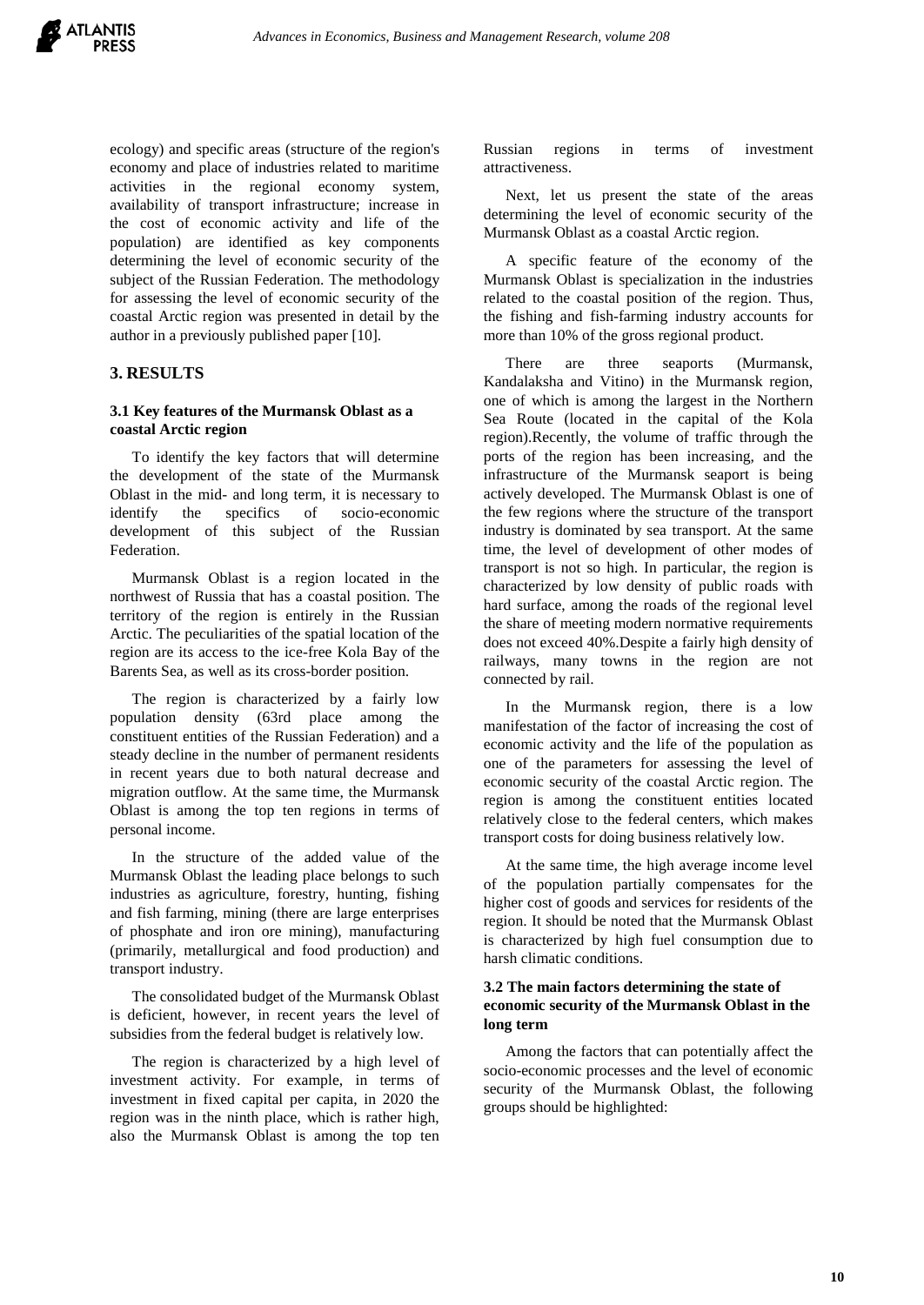ecology) and specific areas (structure of the region's economy and place of industries related to maritime activities in the regional economy system, availability of transport infrastructure; increase in the cost of economic activity and life of the population) are identified as key components determining the level of economic security of the subject of the Russian Federation. The methodology for assessing the level of economic security of the coastal Arctic region was presented in detail by the author in a previously published paper [10].

## 3. RESULTS

### 3.1 Key features of the Murmansk Oblast as a coastal Arctic region

To identify the key factors that will determine the development of the state of the Murmansk Oblast in the mid- and long term, it is necessary to identify the specifics of socio-economic development of this subject of the Russian Federation.

Murmansk Oblast is a region located in the northwest of Russia that has a coastal position. The territory of the region is entirely in the Russian Arctic. The peculiarities of the spatial location of the region are its access to the ice-free Kola Bay of the Barents Sea, as well as its cross-border position.

The region is characterized by a fairly low population density (63rd place among the constituent entities of the Russian Federation) and a steady decline in the number of permanent residents in recent years due to both natural decrease and migration outflow. At the same time, the Murmansk Oblast is among the top ten regions in terms of personal income.

In the structure of the added value of the Murmansk Oblast the leading place belongs to such industries as agriculture, forestry, hunting, fishing and fish farming, mining (there are large enterprises of phosphate and iron ore mining), manufacturing (primarily, metallurgical and food production) and transport industry.

The consolidated budget of the Murmansk Oblast is deficient, however, in recent years the level of subsidies from the federal budget is relatively low.

The region is characterized by a high level of investment activity. For example, in terms of investment in fixed capital per capita, in 2020 the region was in the ninth place, which is rather high, also the Murmansk Oblast is among the top ten Russian regions in terms of investment attractiveness.

Next, let us present the state of the areas determining the level of economic security of the Murmansk Oblast as a coastal Arctic region.

A specific feature of the economy of the Murmansk Oblast is specialization in the industries related to the coastal position of the region. Thus, the fishing and fish-farming industry accounts for more than 10% of the gross regional product.

There are three seaports (Murmansk, Kandalaksha and Vitino) in the Murmansk region, one of which is among the largest in the Northern Sea Route (located in the capital of the Kola region).Recently, the volume of traffic through the ports of the region has been increasing, and the infrastructure of the Murmansk seaport is being actively developed. The Murmansk Oblast is one of the few regions where the structure of the transport industry is dominated by sea transport. At the same time, the level of development of other modes of transport is not so high. In particular, the region is characterized by low density of public roads with hard surface, among the roads of the regional level the share of meeting modern normative requirements does not exceed 40%.Despite a fairly high density of railways, many towns in the region are not connected by rail.

In the Murmansk region, there is a low manifestation of the factor of increasing the cost of economic activity and the life of the population as one of the parameters for assessing the level of economic security of the coastal Arctic region. The region is among the constituent entities located relatively close to the federal centers, which makes transport costs for doing business relatively low.

At the same time, the high average income level of the population partially compensates for the higher cost of goods and services for residents of the region. It should be noted that the Murmansk Oblast is characterized by high fuel consumption due to harsh climatic conditions.

### 3.2 The main factors determining the state of economic security of the Murmansk Oblast in the long term

Among the factors that can potentially affect the socio-economic processes and the level of economic security of the Murmansk Oblast, the following groups should be highlighted: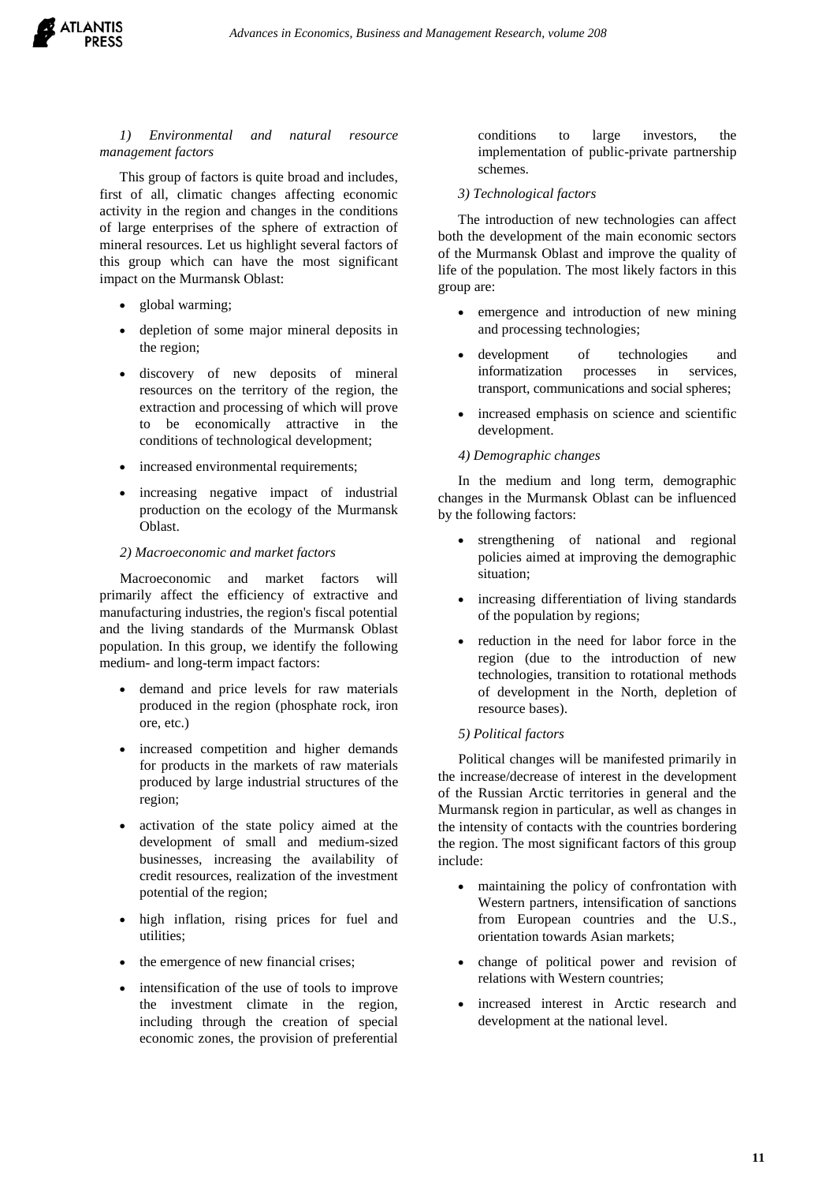*1) Environmental and natural resource management factors*

This group of factors is quite broad and includes, first of all, climatic changes affecting economic activity in the region and changes in the conditions of large enterprises of the sphere of extraction of mineral resources. Let us highlight several factors of this group which can have the most significant impact on the Murmansk Oblast:

- global warming;
- depletion of some major mineral deposits in the region;
- discovery of new deposits of mineral resources on the territory of the region, the extraction and processing of which will prove to be economically attractive in the conditions of technological development;
- increased environmental requirements;
- increasing negative impact of industrial production on the ecology of the Murmansk Oblast.

*2) Macroeconomic and market factors*

Macroeconomic and market factors will primarily affect the efficiency of extractive and manufacturing industries, the region's fiscal potential and the living standards of the Murmansk Oblast population. In this group, we identify the following medium- and long-term impact factors:

- demand and price levels for raw materials produced in the region (phosphate rock, iron ore, etc.)
- increased competition and higher demands for products in the markets of raw materials produced by large industrial structures of the region;
- activation of the state policy aimed at the development of small and medium-sized businesses, increasing the availability of credit resources, realization of the investment potential of the region;
- high inflation, rising prices for fuel and utilities;
- the emergence of new financial crises;
- intensification of the use of tools to improve the investment climate in the region, including through the creation of special economic zones, the provision of preferential conditions to large investors, the implementation of public-private partnership schemes.

*3) Technological factors*

The introduction of new technologies can affect both the development of the main economic sectors of the Murmansk Oblast and improve the quality of life of the population. The most likely factors in this group are:

- emergence and introduction of new mining and processing technologies;
- development of technologies and informatization processes in services, transport, communications and social spheres;
- increased emphasis on science and scientific development.

*4) Demographic changes*

In the medium and long term, demographic changes in the Murmansk Oblast can be influenced by the following factors:

- strengthening of national and regional policies aimed at improving the demographic situation;
- increasing differentiation of living standards of the population by regions;
- reduction in the need for labor force in the region (due to the introduction of new technologies, transition to rotational methods of development in the North, depletion of resource bases).

*5) Political factors*

Political changes will be manifested primarily in the increase/decrease of interest in the development of the Russian Arctic territories in general and the Murmansk region in particular, as well as changes in the intensity of contacts with the countries bordering the region. The most significant factors of this group include:

- maintaining the policy of confrontation with Western partners, intensification of sanctions from European countries and the U.S., orientation towards Asian markets;
- change of political power and revision of relations with Western countries;
- increased interest in Arctic research and development at the national level.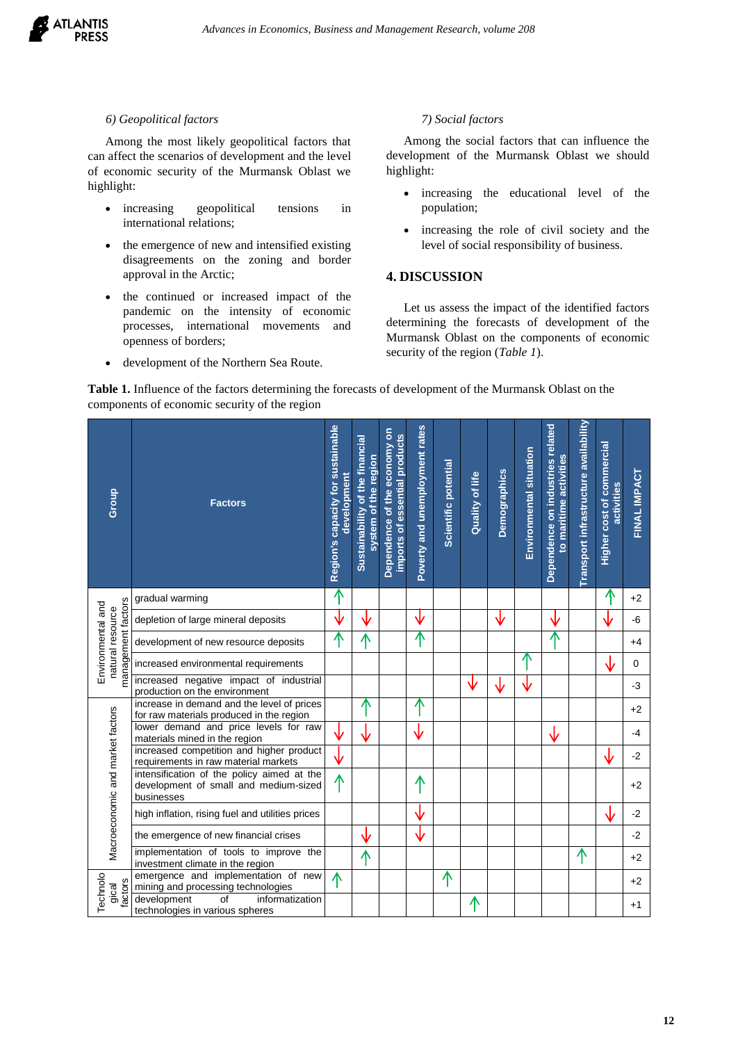*6) Geopolitical factors*

Among the most likely geopolitical factors that can affect the scenarios of development and the level of economic security of the Murmansk Oblast we highlight:

- increasing geopolitical tensions in international relations;
- the emergence of new and intensified existing disagreements on the zoning and border approval in the Arctic;
- the continued or increased impact of the pandemic on the intensity of economic processes, international movements and openness of borders;
- development of the Northern Sea Route.

*7) Social factors*

Among the social factors that can influence the development of the Murmansk Oblast we should highlight:

- increasing the educational level of the population;
- increasing the role of civil society and the level of social responsibility of business.

## 4. DISCUSSION

Let us assess the impact of the identified factors determining the forecasts of development of the Murmansk Oblast on the components of economic security of the region (*Table 1*).

**Table 1.** Influence of the factors determining the forecasts of development of the Murmansk Oblast on the components of economic security of the region

| Group | Factors | Region's capacity for sustainable development | Sustainability of the financial system of the region | Dependence of the economy on imports of essential products | Poverty and unemployment rates | Scientific potential | Quality of life | Demographics | Environmental situation | Dependence on industries related to maritime activities | Transport infrastructure availability | Higher cost of commercial activities | FINAL IMPACT |
|---|---|---|---|---|---|---|---|---|---|---|---|---|---|
| Environmental and natural resource management factors | gradual warming | ↑ | | | | | | | | | | ↑ | +2 |
| | depletion of large mineral deposits | ↓ | ↓ | | ↓ | | | ↓ | | ↓ | | ↓ | -6 |
| | development of new resource deposits | ↑ | ↑ | | ↑ | | | | | ↑ | | | +4 |
| | increased environmental requirements | | | | | | | | ↑ | | | ↓ | 0 |
| | increased negative impact of industrial production on the environment | | | | | | ↓ | ↓ | ↓ | | | | -3 |
| Macroeconomic and market factors | increase in demand and the level of prices for raw materials produced in the region | | ↑ | | ↑ | | | | | | | | +2 |
| | lower demand and price levels for raw materials mined in the region | ↓ | ↓ | | ↓ | | | | | ↓ | | | -4 |
| | increased competition and higher product requirements in raw material markets | ↓ | | | | | | | | | | ↓ | -2 |
| | intensification of the policy aimed at the development of small and medium-sized businesses | ↑ | | | ↑ | | | | | | | | +2 |
| | high inflation, rising fuel and utilities prices | | | | ↓ | | | | | | | ↓ | -2 |
| | the emergence of new financial crises | | ↓ | | ↓ | | | | | | | | -2 |
| | implementation of tools to improve the investment climate in the region | | ↑ | | | | | | | | ↑ | | +2 |
| Technological factors | emergence and implementation of new mining and processing technologies | ↑ | | | | ↑ | | | | | | | +2 |
| | development of informatization technologies in various spheres | | | | | | ↑ | | | | | | +1 |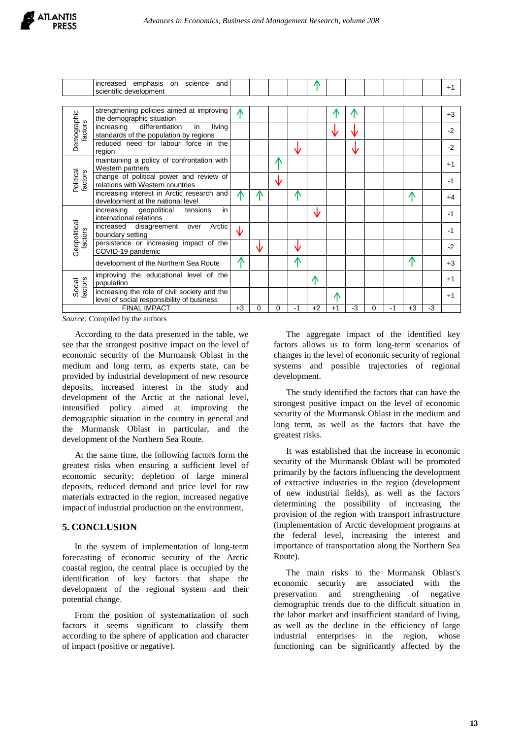| | | | | | | | | | | | | | |
|---|---|---|---|---|---|---|---|---|---|---|---|---|---|
| | increased emphasis on science and scientific development | | | | | ↑ | | | | | | | +1 |
| Demographic factors | strengthening policies aimed at improving the demographic situation | ↑ | | | | | ↑ | ↑ | | | | | +3 |
| | increasing differentiation in living standards of the population by regions | | | | | | ↓ | ↓ | | | | | -2 |
| | reduced need for labour force in the region | | | | ↓ | | | ↓ | | | | | -2 |
| Political factors | maintaining a policy of confrontation with Western partners | | | ↑ | | | | | | | | | +1 |
| | change of political power and review of relations with Western countries | | | ↓ | | | | | | | | | -1 |
| | increasing interest in Arctic research and development at the national level | ↑ | ↑ | | ↑ | | | | | | ↑ | | +4 |
| Geopolitical factors | increasing geopolitical tensions in international relations | | | | | ↓ | | | | | | | -1 |
| | increased disagreement over Arctic boundary setting | ↓ | | | | | | | | | | | -1 |
| | persistence or increasing impact of the COVID-19 pandemic | | ↓ | | ↓ | | | | | | | | -2 |
| | development of the Northern Sea Route | ↑ | | | ↑ | | | | | | ↑ | | +3 |
| Social factors | improving the educational level of the population | | | | | ↑ | | | | | | | +1 |
| | increasing the role of civil society and the level of social responsibility of business | | | | | | ↑ | | | | | | +1 |
| FINAL IMPACT | | +3 | 0 | 0 | -1 | +2 | +1 | -3 | 0 | -1 | +3 | -3 | |

*Source:* Compiled by the authors

According to the data presented in the table, we see that the strongest positive impact on the level of economic security of the Murmansk Oblast in the medium and long term, as experts state, can be provided by industrial development of new resource deposits, increased interest in the study and development of the Arctic at the national level, intensified policy aimed at improving the demographic situation in the country in general and the Murmansk Oblast in particular, and the development of the Northern Sea Route.

At the same time, the following factors form the greatest risks when ensuring a sufficient level of economic security: depletion of large mineral deposits, reduced demand and price level for raw materials extracted in the region, increased negative impact of industrial production on the environment.

## 5. CONCLUSION

In the system of implementation of long-term forecasting of economic security of the Arctic coastal region, the central place is occupied by the identification of key factors that shape the development of the regional system and their potential change.

From the position of systematization of such factors it seems significant to classify them according to the sphere of application and character of impact (positive or negative).

The aggregate impact of the identified key factors allows us to form long-term scenarios of changes in the level of economic security of regional systems and possible trajectories of regional development.

The study identified the factors that can have the strongest positive impact on the level of economic security of the Murmansk Oblast in the medium and long term, as well as the factors that have the greatest risks.

It was established that the increase in economic security of the Murmansk Oblast will be promoted primarily by the factors influencing the development of extractive industries in the region (development of new industrial fields), as well as the factors determining the possibility of increasing the provision of the region with transport infrastructure (implementation of Arctic development programs at the federal level, increasing the interest and importance of transportation along the Northern Sea Route).

The main risks to the Murmansk Oblast's economic security are associated with the preservation and strengthening of negative demographic trends due to the difficult situation in the labor market and insufficient standard of living, as well as the decline in the efficiency of large industrial enterprises in the region, whose functioning can be significantly affected by the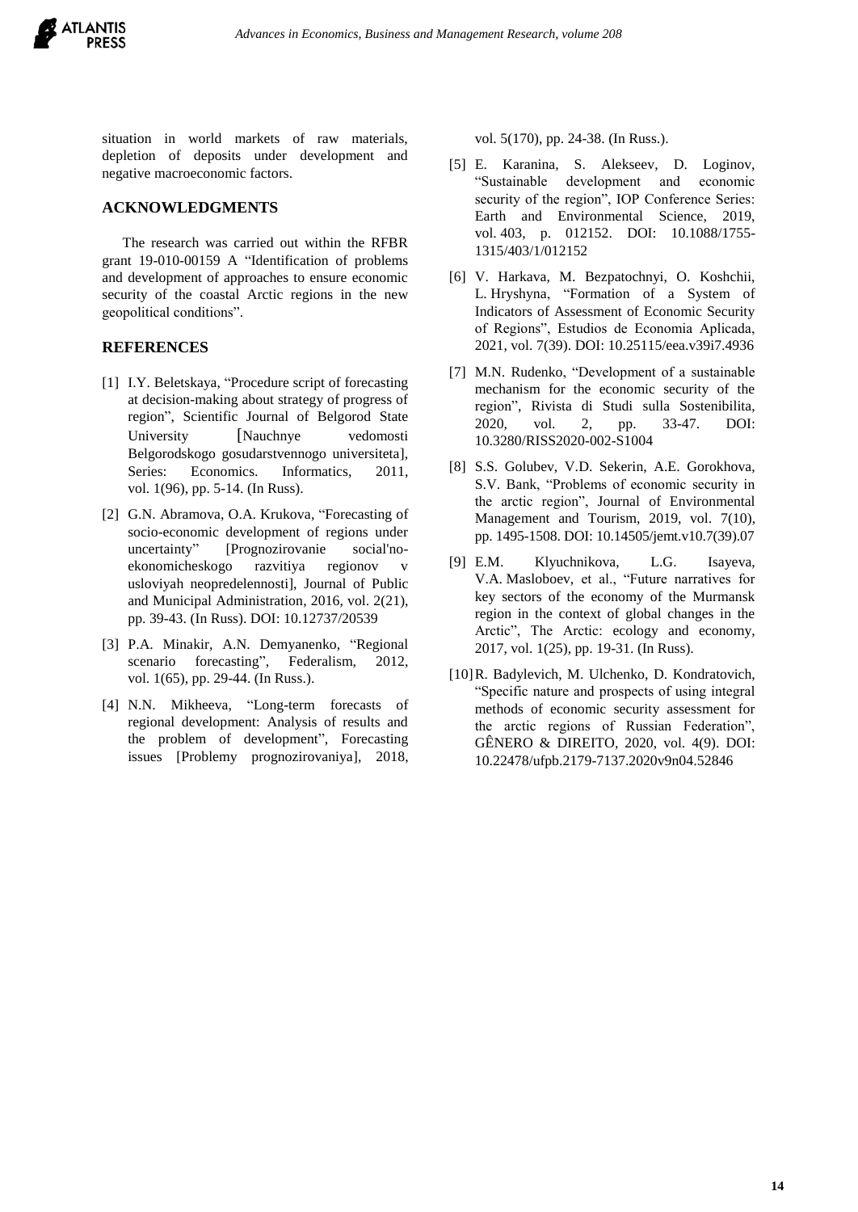situation in world markets of raw materials, depletion of deposits under development and negative macroeconomic factors.

## ACKNOWLEDGMENTS

The research was carried out within the RFBR grant 19-010-00159 A "Identification of problems and development of approaches to ensure economic security of the coastal Arctic regions in the new geopolitical conditions".

## REFERENCES

[1] I.Y. Beletskaya, "Procedure script of forecasting at decision-making about strategy of progress of region", Scientific Journal of Belgorod State University [Nauchnye vedomosti Belgorodskogo gosudarstvennogo universiteta], Series: Economics. Informatics, 2011, vol. 1(96), pp. 5-14. (In Russ).

[2] G.N. Abramova, O.A. Krukova, "Forecasting of socio-economic development of regions under uncertainty" [Prognozirovanie social'no-ekonomicheskogo razvitiya regionov v usloviyah neopredelennosti], Journal of Public and Municipal Administration, 2016, vol. 2(21), pp. 39-43. (In Russ). DOI: 10.12737/20539

[3] P.A. Minakir, A.N. Demyanenko, "Regional scenario forecasting", Federalism, 2012, vol. 1(65), pp. 29-44. (In Russ.).

[4] N.N. Mikheeva, "Long-term forecasts of regional development: Analysis of results and the problem of development", Forecasting issues [Problemy prognozirovaniya], 2018, vol. 5(170), pp. 24-38. (In Russ.).

[5] E. Karanina, S. Alekseev, D. Loginov, "Sustainable development and economic security of the region", IOP Conference Series: Earth and Environmental Science, 2019, vol. 403, p. 012152. DOI: 10.1088/1755-1315/403/1/012152

[6] V. Harkava, M. Bezpatochnyi, O. Koshchii, L. Hryshyna, "Formation of a System of Indicators of Assessment of Economic Security of Regions", Estudios de Economia Aplicada, 2021, vol. 7(39). DOI: 10.25115/eea.v39i7.4936

[7] M.N. Rudenko, "Development of a sustainable mechanism for the economic security of the region", Rivista di Studi sulla Sostenibilita, 2020, vol. 2, pp. 33-47. DOI: 10.3280/RISS2020-002-S1004

[8] S.S. Golubev, V.D. Sekerin, A.E. Gorokhova, S.V. Bank, "Problems of economic security in the arctic region", Journal of Environmental Management and Tourism, 2019, vol. 7(10), pp. 1495-1508. DOI: 10.14505/jemt.v10.7(39).07

[9] E.M. Klyuchnikova, L.G. Isayeva, V.A. Masloboev, et al., "Future narratives for key sectors of the economy of the Murmansk region in the context of global changes in the Arctic", The Arctic: ecology and economy, 2017, vol. 1(25), pp. 19-31. (In Russ).

[10] R. Badylevich, M. Ulchenko, D. Kondratovich, "Specific nature and prospects of using integral methods of economic security assessment for the arctic regions of Russian Federation", GÊNERO & DIREITO, 2020, vol. 4(9). DOI: 10.22478/ufpb.2179-7137.2020v9n04.52846